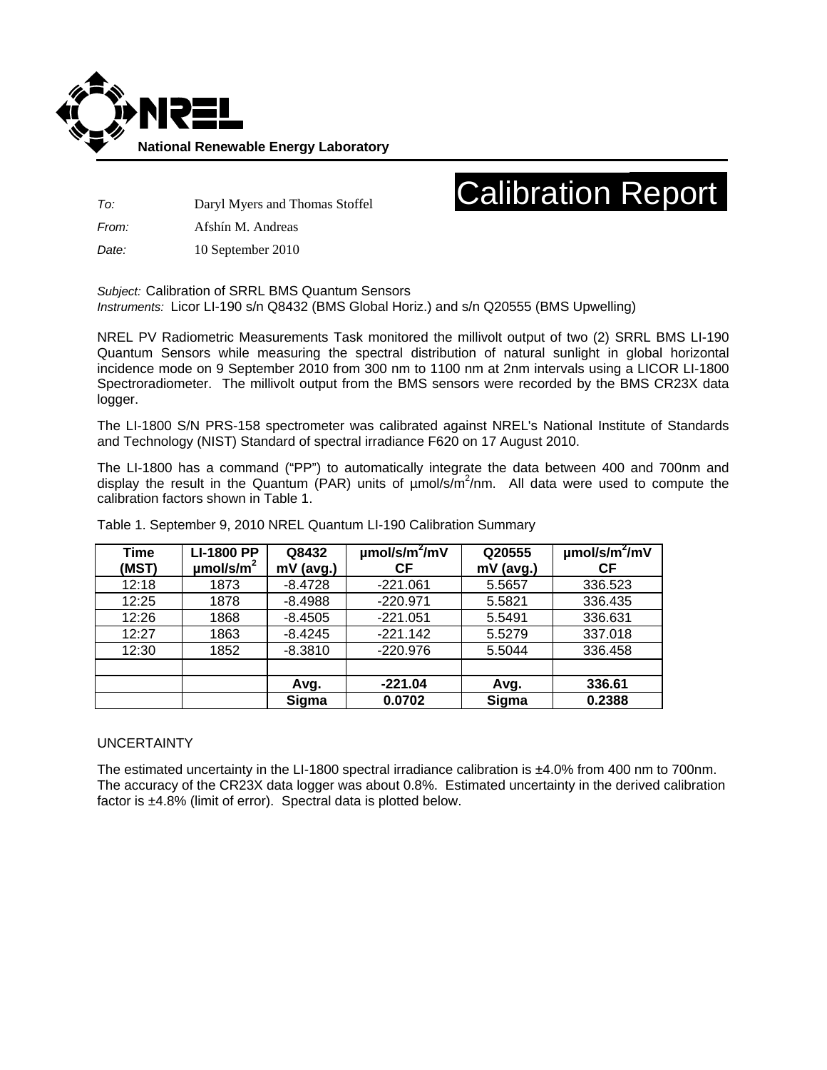**National Renewable Energy Laboratory**

# Calibration Report

*To:* Daryl Myers and Thomas Stoffel

*From:* Afshín M. Andreas

*Date:* 10 September 2010

*Subject:* Calibration of SRRL BMS Quantum Sensors
*Instruments:* Licor LI-190 s/n Q8432 (BMS Global Horiz.) and s/n Q20555 (BMS Upwelling)

NREL PV Radiometric Measurements Task monitored the millivolt output of two (2) SRRL BMS LI-190 Quantum Sensors while measuring the spectral distribution of natural sunlight in global horizontal incidence mode on 9 September 2010 from 300 nm to 1100 nm at 2nm intervals using a LICOR LI-1800 Spectroradiometer. The millivolt output from the BMS sensors were recorded by the BMS CR23X data logger.

The LI-1800 S/N PRS-158 spectrometer was calibrated against NREL's National Institute of Standards and Technology (NIST) Standard of spectral irradiance F620 on 17 August 2010.

The LI-1800 has a command ("PP") to automatically integrate the data between 400 and 700nm and display the result in the Quantum (PAR) units of μmol/s/m$^2$/nm. All data were used to compute the calibration factors shown in Table 1.

Table 1. September 9, 2010 NREL Quantum LI-190 Calibration Summary

| Time (MST) | LI-1800 PP μmol/s/m$^2$ | Q8432 mV (avg.) | μmol/s/m$^2$/mV CF | Q20555 mV (avg.) | μmol/s/m$^2$/mV CF |
|---|---|---|---|---|---|
| 12:18 | 1873 | -8.4728 | -221.061 | 5.5657 | 336.523 |
| 12:25 | 1878 | -8.4988 | -220.971 | 5.5821 | 336.435 |
| 12:26 | 1868 | -8.4505 | -221.051 | 5.5491 | 336.631 |
| 12:27 | 1863 | -8.4245 | -221.142 | 5.5279 | 337.018 |
| 12:30 | 1852 | -8.3810 | -220.976 | 5.5044 | 336.458 |
| | | | | | |
| | | **Avg.** | **-221.04** | **Avg.** | **336.61** |
| | | **Sigma** | **0.0702** | **Sigma** | **0.2388** |

UNCERTAINTY

The estimated uncertainty in the LI-1800 spectral irradiance calibration is ±4.0% from 400 nm to 700nm. The accuracy of the CR23X data logger was about 0.8%. Estimated uncertainty in the derived calibration factor is ±4.8% (limit of error). Spectral data is plotted below.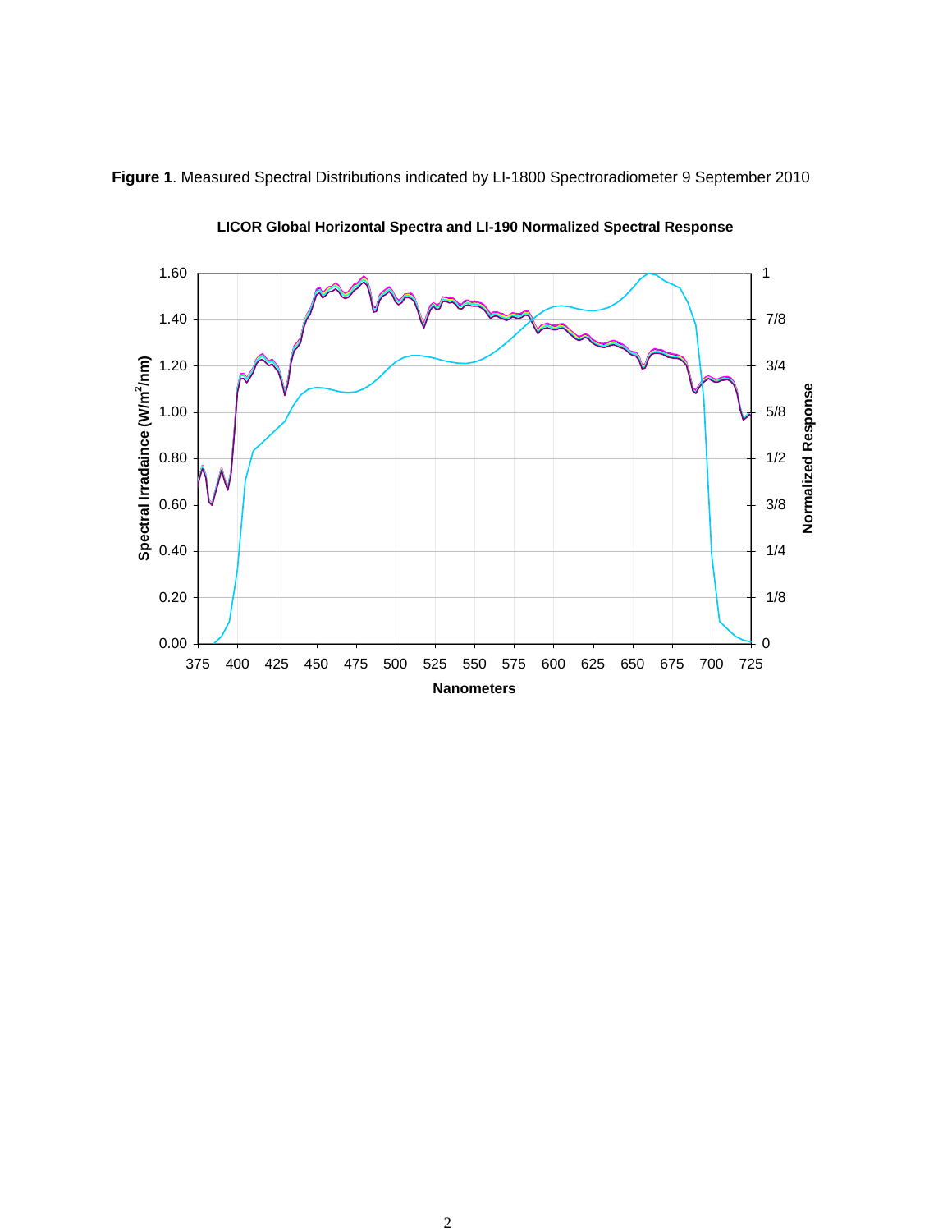**Figure 1**. Measured Spectral Distributions indicated by LI-1800 Spectroradiometer 9 September 2010

**LICOR Global Horizontal Spectra and LI-190 Normalized Spectral Response**

Spectral Irradaince (W/m$^2$/nm)

1.60
1.40
1.20
1.00
0.80
0.60
0.40
0.20
0.00

Normalized Response

1
7/8
3/4
5/8
1/2
3/8
1/4
1/8
0

375 400 425 450 475 500 525 550 575 600 625 650 675 700 725

Nanometers